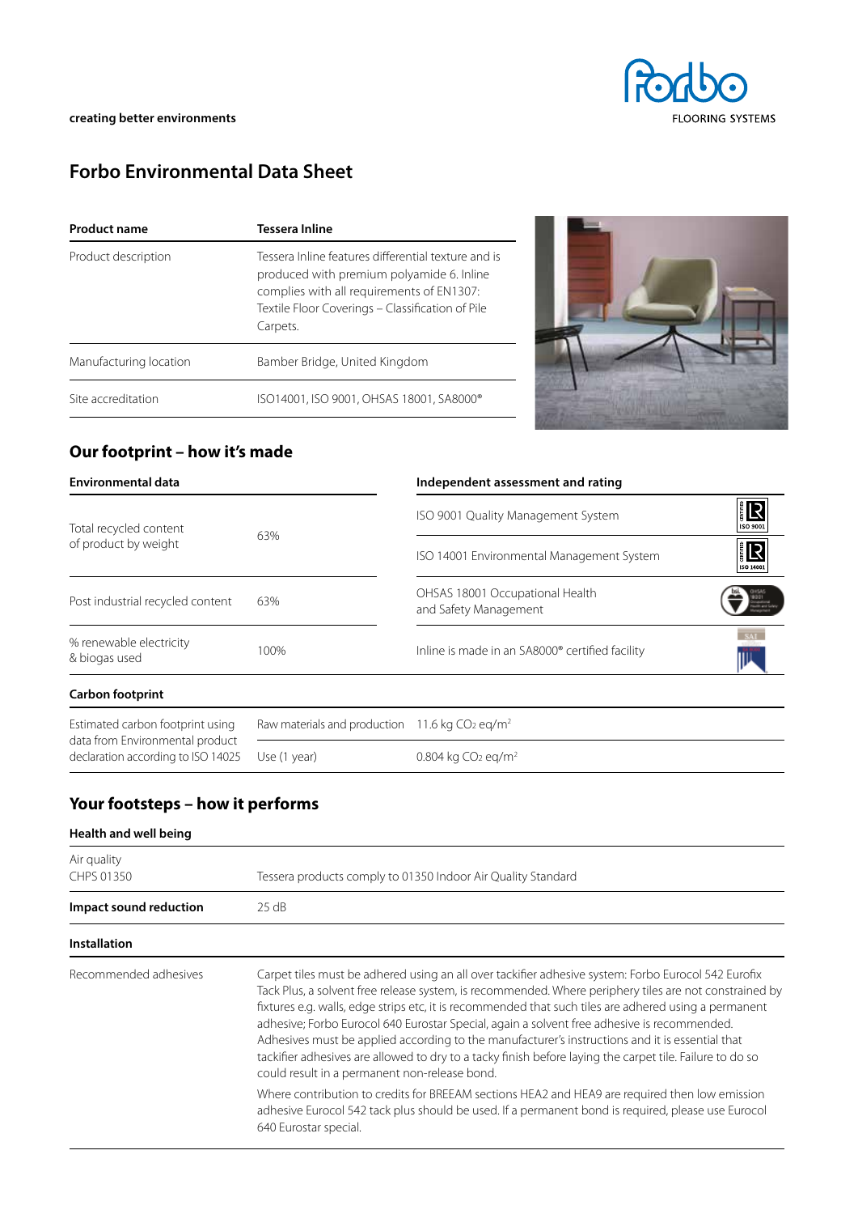creating better environments

# Forbo Environmental Data Sheet

| Product name | Tessera Inline |
|---|---|
| Product description | Tessera Inline features differential texture and is produced with premium polyamide 6. Inline complies with all requirements of EN1307: Textile Floor Coverings – Classification of Pile Carpets. |
| Manufacturing location | Bamber Bridge, United Kingdom |
| Site accreditation | ISO14001, ISO 9001, OHSAS 18001, SA8000® |

## Our footprint – how it's made

| Environmental data | |
|---|---|
| Total recycled content of product by weight | 63% |
| Post industrial recycled content | 63% |
| % renewable electricity & biogas used | 100% |

| Independent assessment and rating |
|---|
| ISO 9001 Quality Management System |
| ISO 14001 Environmental Management System |
| OHSAS 18001 Occupational Health and Safety Management |
| Inline is made in an SA8000® certified facility |

**Carbon footprint**

| Estimated carbon footprint using data from Environmental product declaration according to ISO 14025 | | |
|---|---|---|
| | Raw materials and production | 11.6 kg $CO_2$ eq/m² |
| | Use (1 year) | 0.804 kg $CO_2$ eq/m² |

## Your footsteps – how it performs

**Health and well being**

| | |
|---|---|
| Air quality CHPS 01350 | Tessera products comply to 01350 Indoor Air Quality Standard |
| **Impact sound reduction** | 25 dB |

**Installation**

| | |
|---|---|
| Recommended adhesives | Carpet tiles must be adhered using an all over tackifier adhesive system: Forbo Eurocol 542 Eurofix Tack Plus, a solvent free release system, is recommended. Where periphery tiles are not constrained by fixtures e.g. walls, edge strips etc, it is recommended that such tiles are adhered using a permanent adhesive; Forbo Eurocol 640 Eurostar Special, again a solvent free adhesive is recommended. Adhesives must be applied according to the manufacturer's instructions and it is essential that tackifier adhesives are allowed to dry to a tacky finish before laying the carpet tile. Failure to do so could result in a permanent non-release bond.<br><br>Where contribution to credits for BREEAM sections HEA2 and HEA9 are required then low emission adhesive Eurocol 542 tack plus should be used. If a permanent bond is required, please use Eurocol 640 Eurostar special. |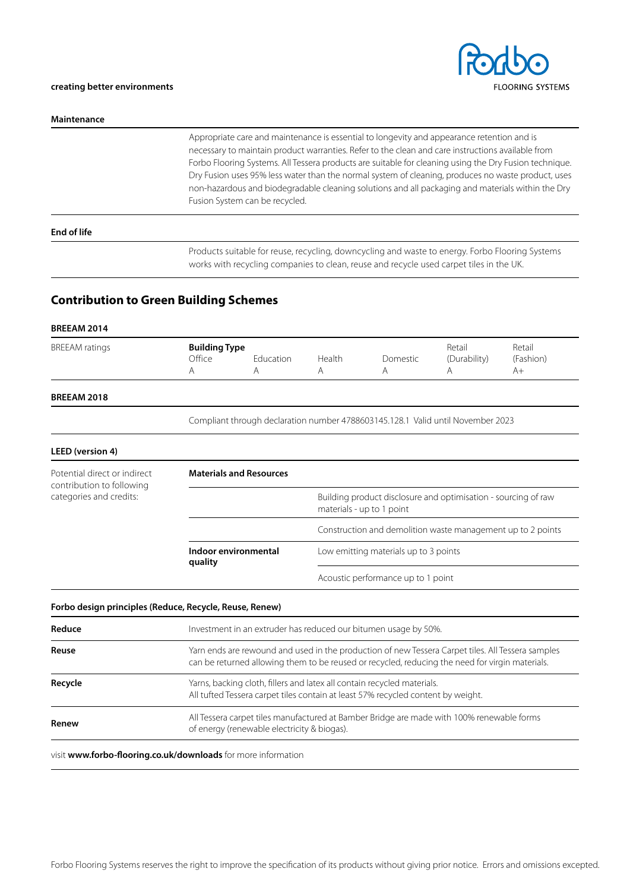creating better environments

FLOORING SYSTEMS

### Maintenance

Appropriate care and maintenance is essential to longevity and appearance retention and is necessary to maintain product warranties. Refer to the clean and care instructions available from Forbo Flooring Systems. All Tessera products are suitable for cleaning using the Dry Fusion technique. Dry Fusion uses 95% less water than the normal system of cleaning, produces no waste product, uses non-hazardous and biodegradable cleaning solutions and all packaging and materials within the Dry Fusion System can be recycled.

### End of life

Products suitable for reuse, recycling, downcycling and waste to energy. Forbo Flooring Systems works with recycling companies to clean, reuse and recycle used carpet tiles in the UK.

## Contribution to Green Building Schemes

### BREEAM 2014

| | **Building Type** Office | Education | Health | Domestic | Retail (Durability) | Retail (Fashion) |
|---|---|---|---|---|---|---|
| BREEAM ratings | A | A | A | A | A | A+ |

### BREEAM 2018

Compliant through declaration number 4788603145.128.1 Valid until November 2023

### LEED (version 4)

| | | |
|---|---|---|
| Potential direct or indirect contribution to following categories and credits: | **Materials and Resources** | |
| | | Building product disclosure and optimisation - sourcing of raw materials - up to 1 point |
| | | Construction and demolition waste management up to 2 points |
| | **Indoor environmental quality** | Low emitting materials up to 3 points |
| | | Acoustic performance up to 1 point |

### Forbo design principles (Reduce, Recycle, Reuse, Renew)

| | |
|---|---|
| **Reduce** | Investment in an extruder has reduced our bitumen usage by 50%. |
| **Reuse** | Yarn ends are rewound and used in the production of new Tessera Carpet tiles. All Tessera samples can be returned allowing them to be reused or recycled, reducing the need for virgin materials. |
| **Recycle** | Yarns, backing cloth, fillers and latex all contain recycled materials. All tufted Tessera carpet tiles contain at least 57% recycled content by weight. |
| **Renew** | All Tessera carpet tiles manufactured at Bamber Bridge are made with 100% renewable forms of energy (renewable electricity & biogas). |

visit **www.forbo-flooring.co.uk/downloads** for more information

Forbo Flooring Systems reserves the right to improve the specification of its products without giving prior notice. Errors and omissions excepted.